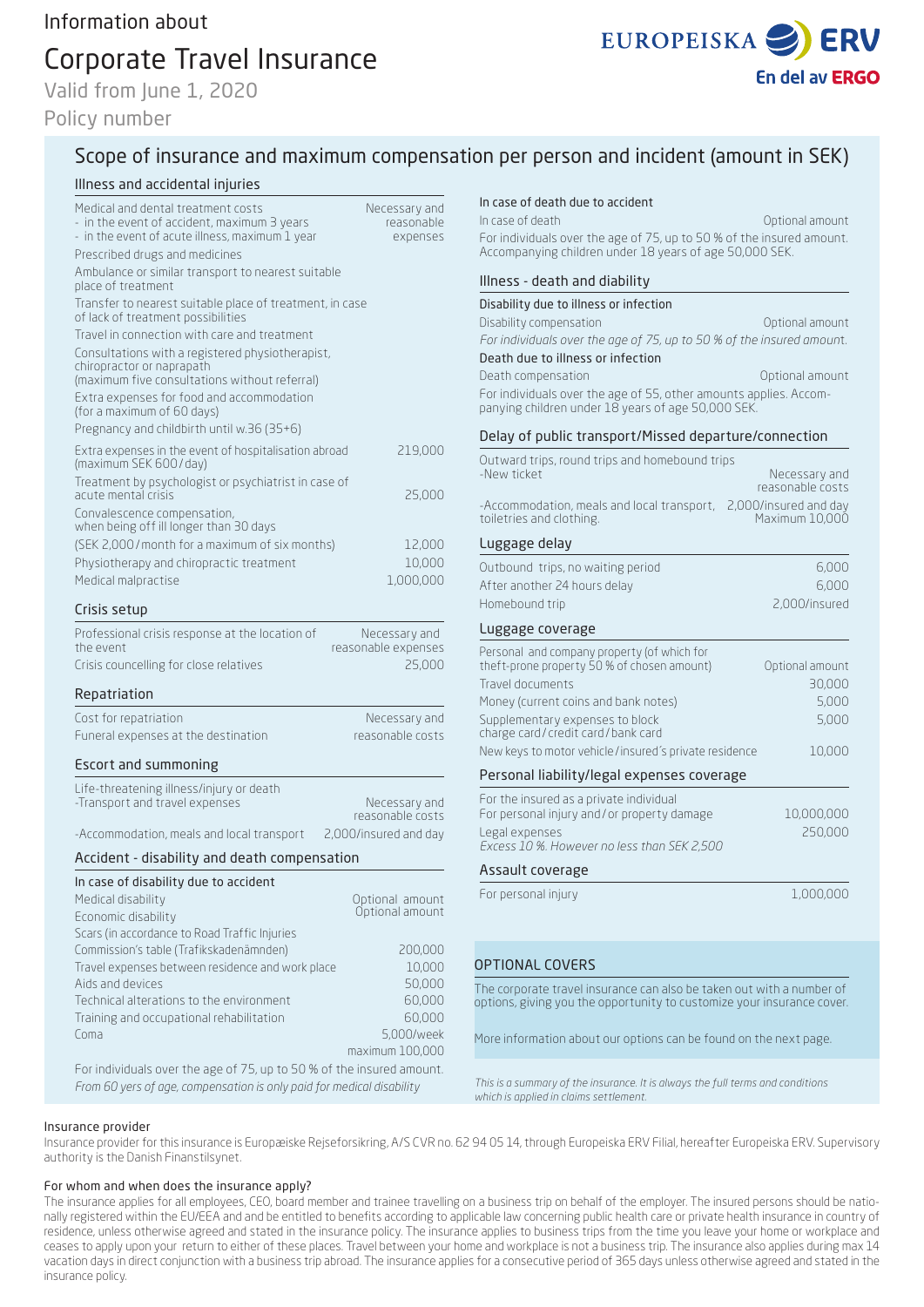Information about

# Corporate Travel Insurance

Valid from June 1, 2020

Policy number

EUROPEISKA ERV
En del av ERGO

## Scope of insurance and maximum compensation per person and incident (amount in SEK)

### Illness and accidental injuries

| | |
|---|---|
| Medical and dental treatment costs<br>- in the event of accident, maximum 3 years<br>- in the event of acute illness, maximum 1 year | Necessary and reasonable expenses |
| Prescribed drugs and medicines | |
| Ambulance or similar transport to nearest suitable place of treatment | |
| Transfer to nearest suitable place of treatment, in case of lack of treatment possibilities | |
| Travel in connection with care and treatment | |
| Consultations with a registered physiotherapist, chiropractor or naprapath (maximum five consultations without referral) | |
| Extra expenses for food and accommodation (for a maximum of 60 days) | |
| Pregnancy and childbirth until w.36 (35+6) | |
| Extra expenses in the event of hospitalisation abroad (maximum SEK 600 / day) | 219,000 |
| Treatment by psychologist or psychiatrist in case of acute mental crisis | 25,000 |
| Convalescence compensation, when being off ill longer than 30 days | |
| (SEK 2,000 / month for a maximum of six months) | 12,000 |
| Physiotherapy and chiropractic treatment | 10,000 |
| Medical malpractise | 1,000,000 |

### Crisis setup

| | |
|---|---|
| Professional crisis response at the location of the event | Necessary and reasonable expenses |
| Crisis councelling for close relatives | 25,000 |

### Repatriation

| | |
|---|---|
| Cost for repatriation | Necessary and |
| Funeral expenses at the destination | reasonable costs |

### Escort and summoning

| | |
|---|---|
| Life-threatening illness/injury or death<br>-Transport and travel expenses | Necessary and reasonable costs |
| -Accommodation, meals and local transport | 2,000/insured and day |

### Accident - disability and death compensation

**In case of disability due to accident**

| | |
|---|---|
| Medical disability | Optional amount |
| Economic disability | Optional amount |
| Scars (in accordance to Road Traffic Injuries Commission's table (Trafikskadenämnden) | 200,000 |
| Travel expenses between residence and work place | 10,000 |
| Aids and devices | 50,000 |
| Technical alterations to the environment | 60,000 |
| Training and occupational rehabilitation | 60,000 |
| Coma | 5,000/week maximum 100,000 |

For individuals over the age of 75, up to 50 % of the insured amount.

*From 60 yers of age, compensation is only paid for medical disability*

**In case of death due to accident**

| | |
|---|---|
| In case of death | Optional amount |

For individuals over the age of 75, up to 50 % of the insured amount. Accompanying children under 18 years of age 50,000 SEK.

### Illness - death and diability

**Disability due to illness or infection**

| | |
|---|---|
| Disability compensation | Optional amount |

*For individuals over the age of 75, up to 50 % of the insured amount.*

**Death due to illness or infection**

| | |
|---|---|
| Death compensation | Optional amount |

For individuals over the age of 55, other amounts applies. Accompanying children under 18 years of age 50,000 SEK.

### Delay of public transport/Missed departure/connection

| | |
|---|---|
| Outward trips, round trips and homebound trips<br>-New ticket | Necessary and reasonable costs |
| -Accommodation, meals and local transport, toiletries and clothing. | 2,000/insured and day Maximum 10,000 |

### Luggage delay

| | |
|---|---|
| Outbound trips, no waiting period | 6,000 |
| After another 24 hours delay | 6,000 |
| Homebound trip | 2,000/insured |

### Luggage coverage

| | |
|---|---|
| Personal and company property (of which for theft-prone property 50 % of chosen amount) | Optional amount |
| Travel documents | 30,000 |
| Money (current coins and bank notes) | 5,000 |
| Supplementary expenses to block charge card / credit card / bank card | 5,000 |
| New keys to motor vehicle / insured´s private residence | 10,000 |

### Personal liability/legal expenses coverage

| | |
|---|---|
| For the insured as a private individual<br>For personal injury and / or property damage | 10,000,000 |
| Legal expenses<br>*Excess 10 %. However no less than SEK 2,500* | 250,000 |

### Assault coverage

| | |
|---|---|
| For personal injury | 1,000,000 |

### OPTIONAL COVERS

The corporate travel insurance can also be taken out with a number of options, giving you the opportunity to customize your insurance cover.

More information about our options can be found on the next page.

*This is a summary of the insurance. It is always the full terms and conditions which is applied in claims settlement.*

#### Insurance provider

Insurance provider for this insurance is Europæiske Rejseforsikring, A/S CVR no. 62 94 05 14, through Europeiska ERV Filial, hereafter Europeiska ERV. Supervisory authority is the Danish Finanstilsynet.

#### For whom and when does the insurance apply?

The insurance applies for all employees, CEO, board member and trainee travelling on a business trip on behalf of the employer. The insured persons should be nationally registered within the EU/EEA and be entitled to benefits according to applicable law concerning public health care or private health insurance in country of residence, unless otherwise agreed and stated in the insurance policy. The insurance applies to business trips from the time you leave your home or workplace and ceases to apply upon your return to either of these places. Travel between your home and workplace is not a business trip. The insurance also applies during max 14 vacation days in direct conjunction with a business trip abroad. The insurance applies for a consecutive period of 365 days unless otherwise agreed and stated in the insurance policy.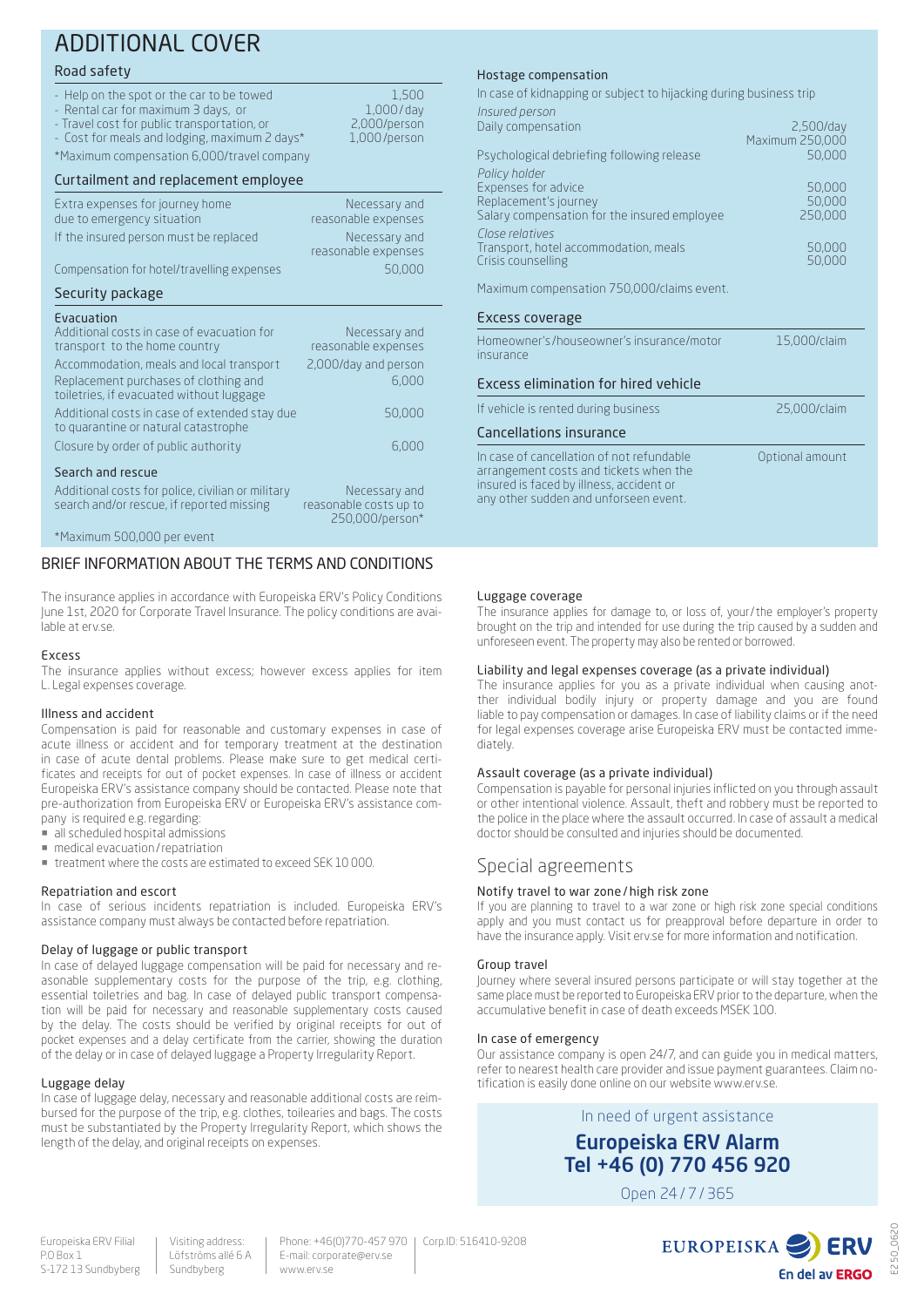# ADDITIONAL COVER

## Road safety

| | |
|---|---|
| - Help on the spot or the car to be towed | 1,500 |
| - Rental car for maximum 3 days, or | 1,000/day |
| - Travel cost for public transportation, or | 2,000/person |
| - Cost for meals and lodging, maximum 2 days* | 1,000/person |

*Maximum compensation 6,000/travel company

## Curtailment and replacement employee

| | |
|---|---|
| Extra expenses for journey home due to emergency situation | Necessary and reasonable expenses |
| If the insured person must be replaced | Necessary and reasonable expenses |
| Compensation for hotel/travelling expenses | 50,000 |

## Security package

### Evacuation

| | |
|---|---|
| Additional costs in case of evacuation for transport to the home country | Necessary and reasonable expenses |
| Accommodation, meals and local transport | 2,000/day and person |
| Replacement purchases of clothing and toiletries, if evacuated without luggage | 6,000 |
| Additional costs in case of extended stay due to quarantine or natural catastrophe | 50,000 |
| Closure by order of public authority | 6,000 |

### Search and rescue

| | |
|---|---|
| Additional costs for police, civilian or military search and/or rescue, if reported missing | Necessary and reasonable costs up to 250,000/person* |

*Maximum 500,000 per event

## Hostage compensation

In case of kidnapping or subject to hijacking during business trip

| | |
|---|---|
| *Insured person* | |
| Daily compensation | 2,500/day Maximum 250,000 |
| Psychological debriefing following release | 50,000 |
| *Policy holder* | |
| Expenses for advice | 50,000 |
| Replacement's journey | 50,000 |
| Salary compensation for the insured employee | 250,000 |
| *Close relatives* | |
| Transport, hotel accommodation, meals | 50,000 |
| Crisis counselling | 50,000 |

Maximum compensation 750,000/claims event.

## Excess coverage

| | |
|---|---|
| Homeowner's/houseowner's insurance/motor insurance | 15,000/claim |

## Excess elimination for hired vehicle

| | |
|---|---|
| If vehicle is rented during business | 25,000/claim |

## Cancellations insurance

| | |
|---|---|
| In case of cancellation of not refundable arrangement costs and tickets when the insured is faced by illness, accident or any other sudden and unforeseen event. | Optional amount |

# BRIEF INFORMATION ABOUT THE TERMS AND CONDITIONS

The insurance applies in accordance with Europeiska ERV's Policy Conditions June 1st, 2020 for Corporate Travel Insurance. The policy conditions are available at erv.se.

### Excess

The insurance applies without excess; however excess applies for item L. Legal expenses coverage.

### Illness and accident

Compensation is paid for reasonable and customary expenses in case of acute illness or accident and for temporary treatment at the destination in case of acute dental problems. Please make sure to get medical certificates and receipts for out of pocket expenses. In case of illness or accident Europeiska ERV's assistance company should be contacted. Please note that pre-authorization from Europeiska ERV or Europeiska ERV's assistance company is required e.g. regarding:

- all scheduled hospital admissions
- medical evacuation/repatriation
- treatment where the costs are estimated to exceed SEK 10 000.

### Repatriation and escort

In case of serious incidents repatriation is included. Europeiska ERV's assistance company must always be contacted before repatriation.

### Delay of luggage or public transport

In case of delayed luggage compensation will be paid for necessary and reasonable supplementary costs for the purpose of the trip, e.g. clothing, essential toiletries and bag. In case of delayed public transport compensation will be paid for necessary and reasonable supplementary costs caused by the delay. The costs should be verified by original receipts for out of pocket expenses and a delay certificate from the carrier, showing the duration of the delay or in case of delayed luggage a Property Irregularity Report.

### Luggage delay

In case of luggage delay, necessary and reasonable additional costs are reimbursed for the purpose of the trip, e.g. clothes, toilearies and bags. The costs must be substantiated by the Property Irregularity Report, which shows the length of the delay, and original receipts on expenses.

### Luggage coverage

The insurance applies for damage to, or loss of, your/the employer's property brought on the trip and intended for use during the trip caused by a sudden and unforeseen event. The property may also be rented or borrowed.

### Liability and legal expenses coverage (as a private individual)

The insurance applies for you as a private individual when causing another individual bodily injury or property damage and you are found liable to pay compensation or damages. In case of liability claims or if the need for legal expenses coverage arise Europeiska ERV must be contacted immediately.

### Assault coverage (as a private individual)

Compensation is payable for personal injuries inflicted on you through assault or other intentional violence. Assault, theft and robbery must be reported to the police in the place where the assault occurred. In case of assault a medical doctor should be consulted and injuries should be documented.

## Special agreements

### Notify travel to war zone/high risk zone

If you are planning to travel to a war zone or high risk zone special conditions apply and you must contact us for preapproval before departure in order to have the insurance apply. Visit erv.se for more information and notification.

### Group travel

Journey where several insured persons participate or will stay together at the same place must be reported to Europeiska ERV prior to the departure, when the accumulative benefit in case of death exceeds MSEK 100.

### In case of emergency

Our assistance company is open 24/7, and can guide you in medical matters, refer to nearest health care provider and issue payment guarantees. Claim notification is easily done online on our website www.erv.se.

In need of urgent assistance

**Europeiska ERV Alarm**
**Tel +46 (0) 770 456 920**

Open 24/7/365

Europeiska ERV Filial
P.O Box 1
S-172 13 Sundbyberg

Visiting address:
Löfströms allé 6 A
Sundbyberg

Phone: +46(0)770-457 970
E-mail: corporate@erv.se
www.erv.se

Corp.ID: 516410-9208

EUROPEISKA ERV
En del av ERGO

E250_0620